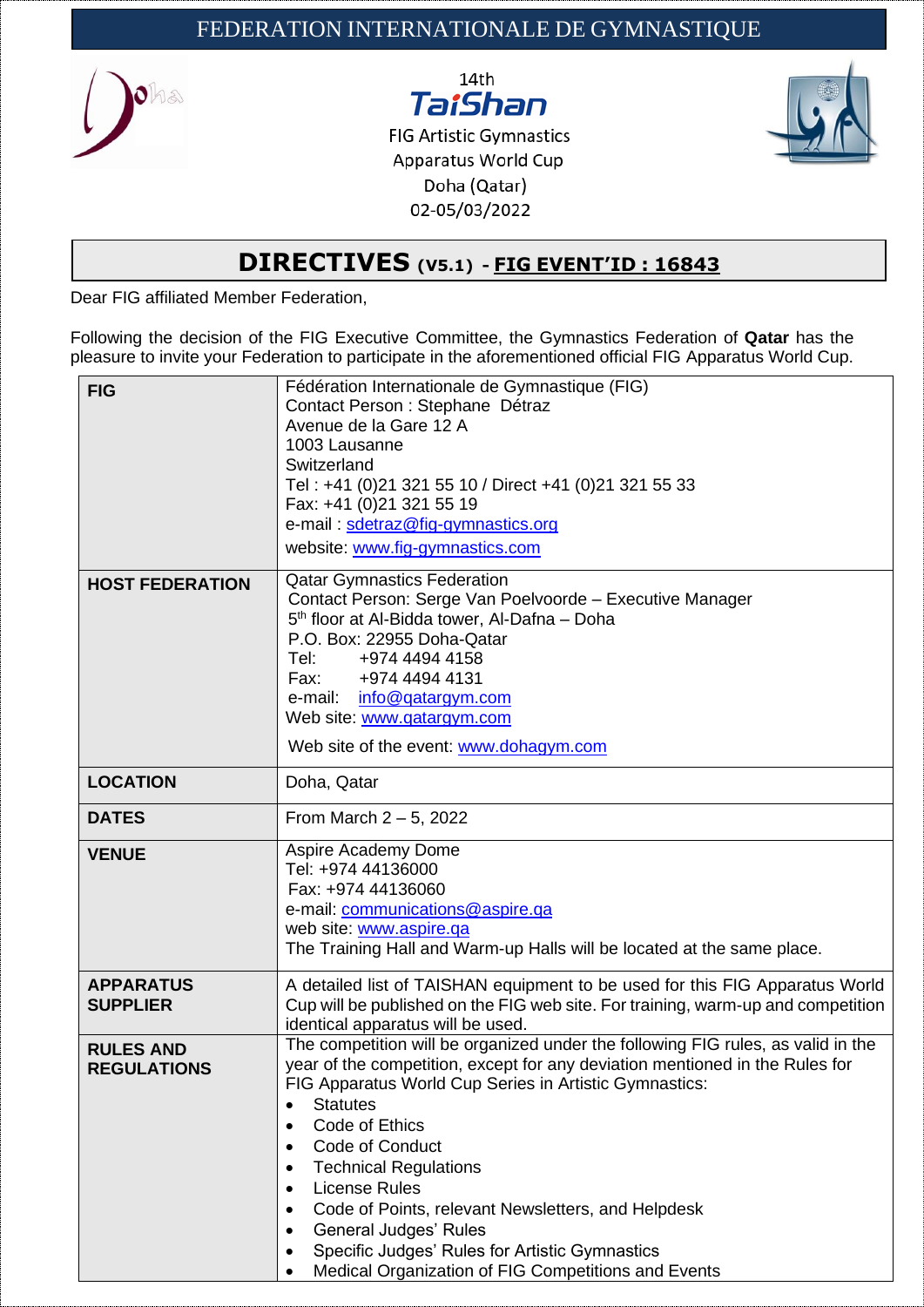# FEDERATION INTERNATIONALE DE GYMNASTIQUE

14th
**TaiShan**
FIG Artistic Gymnastics
Apparatus World Cup
Doha (Qatar)
02-05/03/2022

## DIRECTIVES (V5.1) - FIG EVENT'ID : 16843

Dear FIG affiliated Member Federation,

Following the decision of the FIG Executive Committee, the Gymnastics Federation of **Qatar** has the pleasure to invite your Federation to participate in the aforementioned official FIG Apparatus World Cup.

| | |
|---|---|
| **FIG** | Fédération Internationale de Gymnastique (FIG)<br>Contact Person : Stephane Détraz<br>Avenue de la Gare 12 A<br>1003 Lausanne<br>Switzerland<br>Tel : +41 (0)21 321 55 10 / Direct +41 (0)21 321 55 33<br>Fax: +41 (0)21 321 55 19<br>e-mail : sdetraz@fig-gymnastics.org<br>website: www.fig-gymnastics.com |
| **HOST FEDERATION** | Qatar Gymnastics Federation<br>Contact Person: Serge Van Poelvoorde – Executive Manager<br>5th floor at Al-Bidda tower, Al-Dafna – Doha<br>P.O. Box: 22955 Doha-Qatar<br>Tel: +974 4494 4158<br>Fax: +974 4494 4131<br>e-mail: info@qatargym.com<br>Web site: www.qatargym.com<br>Web site of the event: www.dohagym.com |
| **LOCATION** | Doha, Qatar |
| **DATES** | From March 2 – 5, 2022 |
| **VENUE** | Aspire Academy Dome<br>Tel: +974 44136000<br>Fax: +974 44136060<br>e-mail: communications@aspire.qa<br>web site: www.aspire.qa<br>The Training Hall and Warm-up Halls will be located at the same place. |
| **APPARATUS SUPPLIER** | A detailed list of TAISHAN equipment to be used for this FIG Apparatus World Cup will be published on the FIG web site. For training, warm-up and competition identical apparatus will be used. |
| **RULES AND REGULATIONS** | The competition will be organized under the following FIG rules, as valid in the year of the competition, except for any deviation mentioned in the Rules for FIG Apparatus World Cup Series in Artistic Gymnastics:<br>• Statutes<br>• Code of Ethics<br>• Code of Conduct<br>• Technical Regulations<br>• License Rules<br>• Code of Points, relevant Newsletters, and Helpdesk<br>• General Judges' Rules<br>• Specific Judges' Rules for Artistic Gymnastics<br>• Medical Organization of FIG Competitions and Events |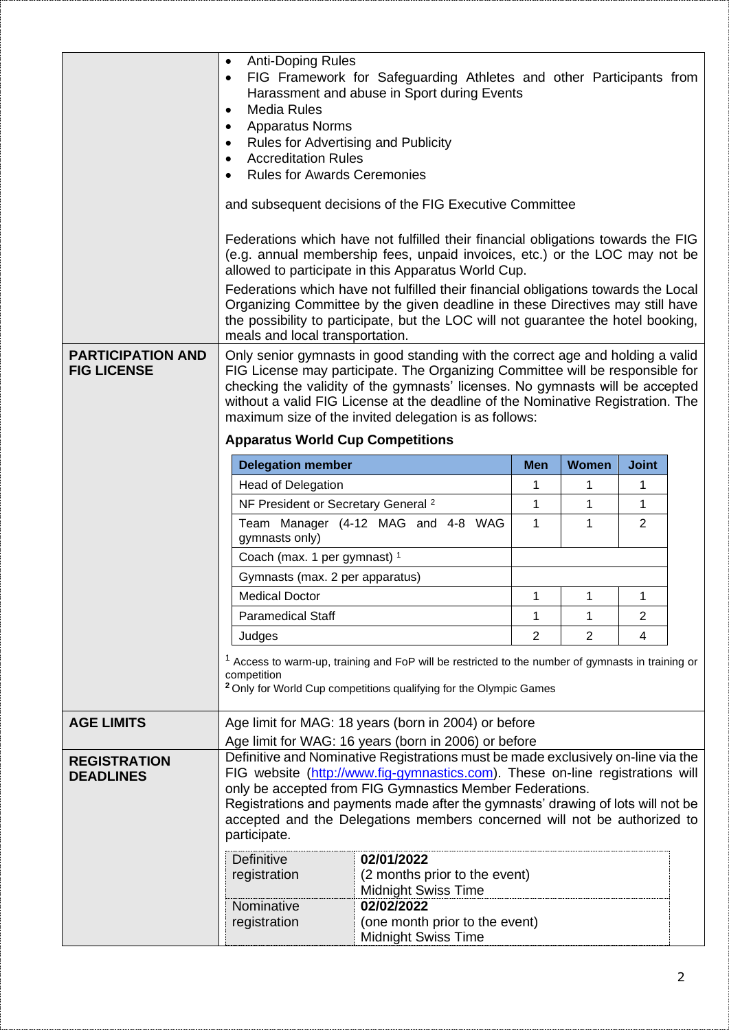- Anti-Doping Rules
- FIG Framework for Safeguarding Athletes and other Participants from Harassment and abuse in Sport during Events
- Media Rules
- Apparatus Norms
- Rules for Advertising and Publicity
- Accreditation Rules
- Rules for Awards Ceremonies

and subsequent decisions of the FIG Executive Committee

Federations which have not fulfilled their financial obligations towards the FIG (e.g. annual membership fees, unpaid invoices, etc.) or the LOC may not be allowed to participate in this Apparatus World Cup.

Federations which have not fulfilled their financial obligations towards the Local Organizing Committee by the given deadline in these Directives may still have the possibility to participate, but the LOC will not guarantee the hotel booking, meals and local transportation.

## PARTICIPATION AND FIG LICENSE

Only senior gymnasts in good standing with the correct age and holding a valid FIG License may participate. The Organizing Committee will be responsible for checking the validity of the gymnasts' licenses. No gymnasts will be accepted without a valid FIG License at the deadline of the Nominative Registration. The maximum size of the invited delegation is as follows:

**Apparatus World Cup Competitions**

| Delegation member | Men | Women | Joint |
|---|---|---|---|
| Head of Delegation | 1 | 1 | 1 |
| NF President or Secretary General [2] | 1 | 1 | 1 |
| Team Manager (4-12 MAG and 4-8 WAG gymnasts only) | 1 | 1 | 2 |
| Coach (max. 1 per gymnast) [1] | | | |
| Gymnasts (max. 2 per apparatus) | | | |
| Medical Doctor | 1 | 1 | 1 |
| Paramedical Staff | 1 | 1 | 2 |
| Judges | 2 | 2 | 4 |

[1] Access to warm-up, training and FoP will be restricted to the number of gymnasts in training or competition

[2] Only for World Cup competitions qualifying for the Olympic Games

## AGE LIMITS

Age limit for MAG: 18 years (born in 2004) or before

Age limit for WAG: 16 years (born in 2006) or before

## REGISTRATION DEADLINES

Definitive and Nominative Registrations must be made exclusively on-line via the FIG website (http://www.fig-gymnastics.com). These on-line registrations will only be accepted from FIG Gymnastics Member Federations.

Registrations and payments made after the gymnasts' drawing of lots will not be accepted and the Delegations members concerned will not be authorized to participate.

| | |
|---|---|
| Definitive registration | **02/01/2022** (2 months prior to the event) Midnight Swiss Time |
| Nominative registration | **02/02/2022** (one month prior to the event) Midnight Swiss Time |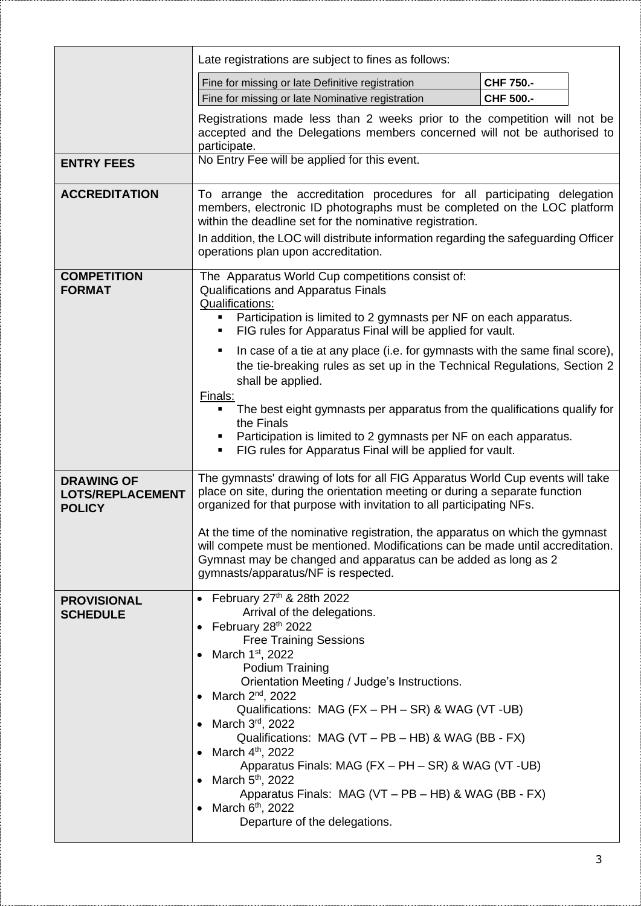| | |
|---|---|
| | Late registrations are subject to fines as follows:<br><br>Fine for missing or late Definitive registration — **CHF 750.-**<br>Fine for missing or late Nominative registration — **CHF 500.-**<br><br>Registrations made less than 2 weeks prior to the competition will not be accepted and the Delegations members concerned will not be authorised to participate. |
| **ENTRY FEES** | No Entry Fee will be applied for this event. |
| **ACCREDITATION** | To arrange the accreditation procedures for all participating delegation members, electronic ID photographs must be completed on the LOC platform within the deadline set for the nominative registration.<br><br>In addition, the LOC will distribute information regarding the safeguarding Officer operations plan upon accreditation. |
| **COMPETITION FORMAT** | The Apparatus World Cup competitions consist of:<br>Qualifications and Apparatus Finals<br><u>Qualifications:</u><br>▪ Participation is limited to 2 gymnasts per NF on each apparatus.<br>▪ FIG rules for Apparatus Final will be applied for vault.<br>▪ In case of a tie at any place (i.e. for gymnasts with the same final score), the tie-breaking rules as set up in the Technical Regulations, Section 2 shall be applied.<br><u>Finals:</u><br>▪ The best eight gymnasts per apparatus from the qualifications qualify for the Finals<br>▪ Participation is limited to 2 gymnasts per NF on each apparatus.<br>▪ FIG rules for Apparatus Final will be applied for vault. |
| **DRAWING OF LOTS/REPLACEMENT POLICY** | The gymnasts' drawing of lots for all FIG Apparatus World Cup events will take place on site, during the orientation meeting or during a separate function organized for that purpose with invitation to all participating NFs.<br><br>At the time of the nominative registration, the apparatus on which the gymnast will compete must be mentioned. Modifications can be made until accreditation. Gymnast may be changed and apparatus can be added as long as 2 gymnasts/apparatus/NF is respected. |
| **PROVISIONAL SCHEDULE** | • February 27th & 28th 2022<br>Arrival of the delegations.<br>• February 28th 2022<br>Free Training Sessions<br>• March 1st, 2022<br>Podium Training<br>Orientation Meeting / Judge's Instructions.<br>• March 2nd, 2022<br>Qualifications: MAG (FX – PH – SR) & WAG (VT -UB)<br>• March 3rd, 2022<br>Qualifications: MAG (VT – PB – HB) & WAG (BB - FX)<br>• March 4th, 2022<br>Apparatus Finals: MAG (FX – PH – SR) & WAG (VT -UB)<br>• March 5th, 2022<br>Apparatus Finals: MAG (VT – PB – HB) & WAG (BB - FX)<br>• March 6th, 2022<br>Departure of the delegations. |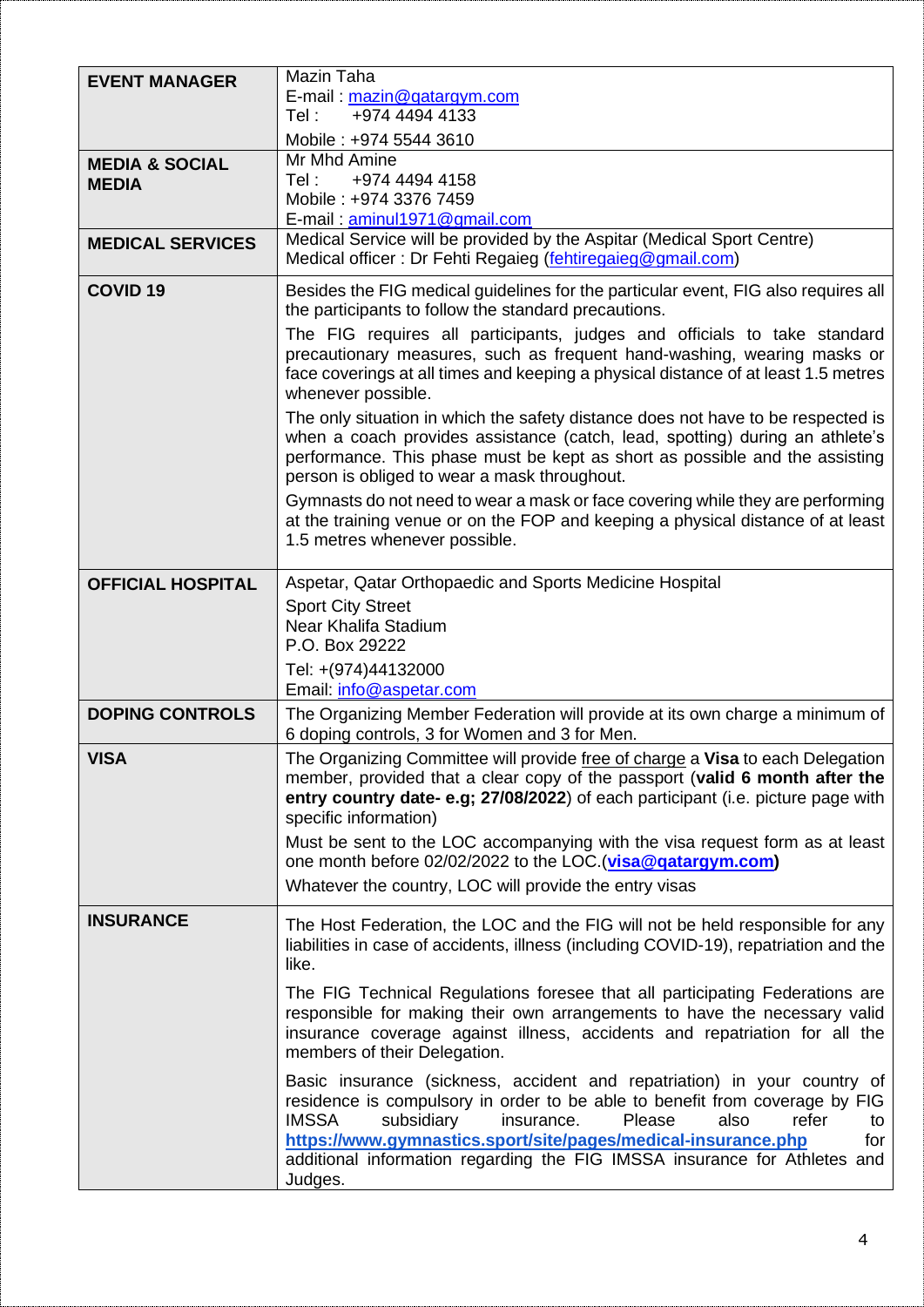| | |
|---|---|
| **EVENT MANAGER** | Mazin Taha<br>E-mail : mazin@qatargym.com<br>Tel : +974 4494 4133<br>Mobile : +974 5544 3610 |
| **MEDIA & SOCIAL MEDIA** | Mr Mhd Amine<br>Tel : +974 4494 4158<br>Mobile : +974 3376 7459<br>E-mail : aminul1971@gmail.com |
| **MEDICAL SERVICES** | Medical Service will be provided by the Aspitar (Medical Sport Centre)<br>Medical officer : Dr Fehti Regaieg (fehtiregaieg@gmail.com) |
| **COVID 19** | Besides the FIG medical guidelines for the particular event, FIG also requires all the participants to follow the standard precautions.<br>The FIG requires all participants, judges and officials to take standard precautionary measures, such as frequent hand-washing, wearing masks or face coverings at all times and keeping a physical distance of at least 1.5 metres whenever possible.<br>The only situation in which the safety distance does not have to be respected is when a coach provides assistance (catch, lead, spotting) during an athlete's performance. This phase must be kept as short as possible and the assisting person is obliged to wear a mask throughout.<br>Gymnasts do not need to wear a mask or face covering while they are performing at the training venue or on the FOP and keeping a physical distance of at least 1.5 metres whenever possible. |
| **OFFICIAL HOSPITAL** | Aspetar, Qatar Orthopaedic and Sports Medicine Hospital<br>Sport City Street<br>Near Khalifa Stadium<br>P.O. Box 29222<br>Tel: +(974)44132000<br>Email: info@aspetar.com |
| **DOPING CONTROLS** | The Organizing Member Federation will provide at its own charge a minimum of 6 doping controls, 3 for Women and 3 for Men. |
| **VISA** | The Organizing Committee will provide free of charge a **Visa** to each Delegation member, provided that a clear copy of the passport (**valid 6 month after the entry country date- e.g; 27/08/2022**) of each participant (i.e. picture page with specific information)<br>Must be sent to the LOC accompanying with the visa request form as at least one month before 02/02/2022 to the LOC.(**visa@qatargym.com)**<br>Whatever the country, LOC will provide the entry visas |
| **INSURANCE** | The Host Federation, the LOC and the FIG will not be held responsible for any liabilities in case of accidents, illness (including COVID-19), repatriation and the like.<br>The FIG Technical Regulations foresee that all participating Federations are responsible for making their own arrangements to have the necessary valid insurance coverage against illness, accidents and repatriation for all the members of their Delegation.<br>Basic insurance (sickness, accident and repatriation) in your country of residence is compulsory in order to be able to benefit from coverage by FIG IMSSA subsidiary insurance. Please also refer to **https://www.gymnastics.sport/site/pages/medical-insurance.php** for additional information regarding the FIG IMSSA insurance for Athletes and Judges. |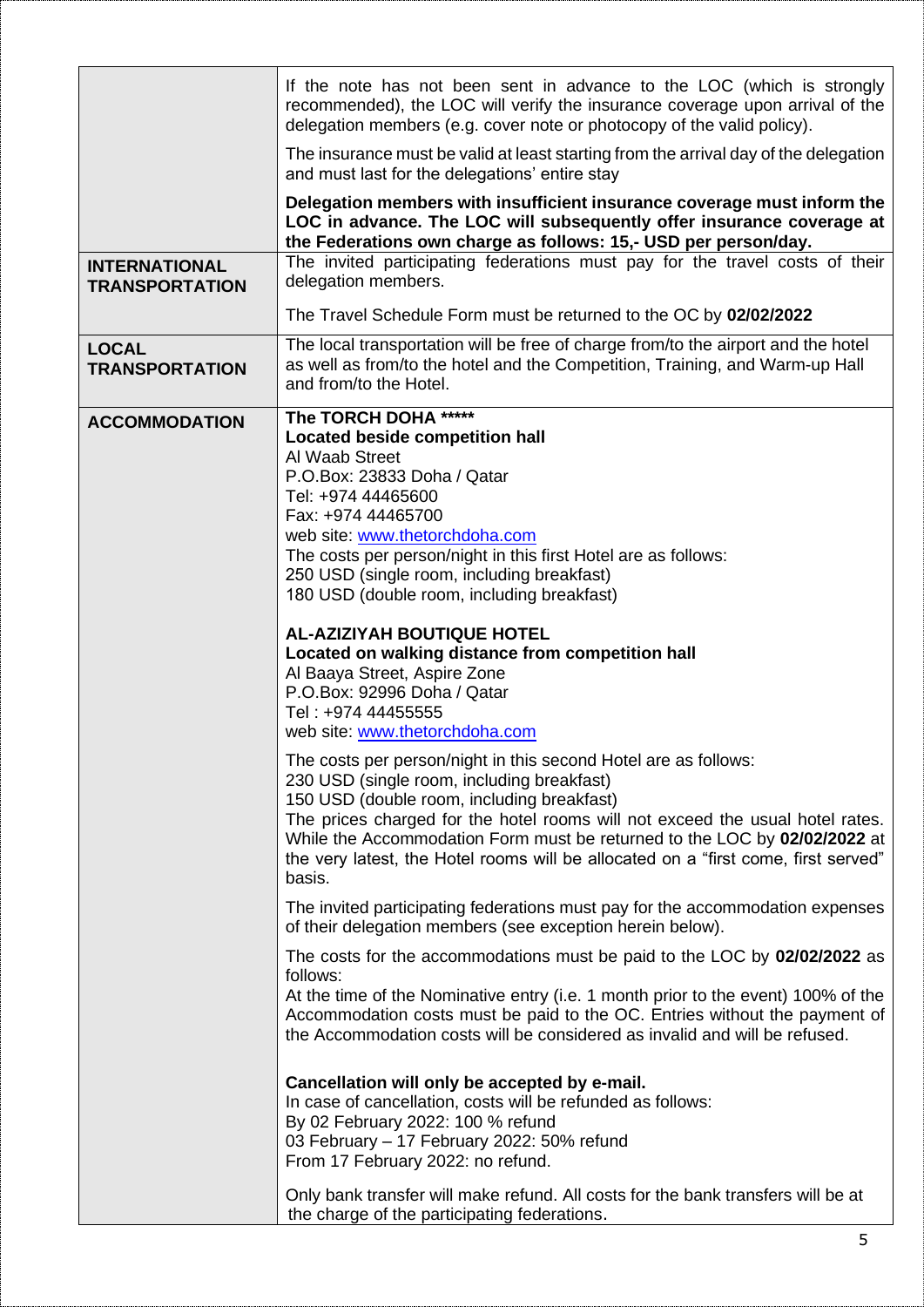| | |
|---|---|
| | If the note has not been sent in advance to the LOC (which is strongly recommended), the LOC will verify the insurance coverage upon arrival of the delegation members (e.g. cover note or photocopy of the valid policy).<br><br>The insurance must be valid at least starting from the arrival day of the delegation and must last for the delegations' entire stay<br><br>**Delegation members with insufficient insurance coverage must inform the LOC in advance. The LOC will subsequently offer insurance coverage at the Federations own charge as follows: 15,- USD per person/day.** |
| **INTERNATIONAL TRANSPORTATION** | The invited participating federations must pay for the travel costs of their delegation members.<br><br>The Travel Schedule Form must be returned to the OC by **02/02/2022** |
| **LOCAL TRANSPORTATION** | The local transportation will be free of charge from/to the airport and the hotel as well as from/to the hotel and the Competition, Training, and Warm-up Hall and from/to the Hotel. |
| **ACCOMMODATION** | **The TORCH DOHA *****<br>**Located beside competition hall**<br>Al Waab Street<br>P.O.Box: 23833 Doha / Qatar<br>Tel: +974 44465600<br>Fax: +974 44465700<br>web site: www.thetorchdoha.com<br>The costs per person/night in this first Hotel are as follows:<br>250 USD (single room, including breakfast)<br>180 USD (double room, including breakfast)<br><br>**AL-AZIZIYAH BOUTIQUE HOTEL**<br>**Located on walking distance from competition hall**<br>Al Baaya Street, Aspire Zone<br>P.O.Box: 92996 Doha / Qatar<br>Tel : +974 44455555<br>web site: www.thetorchdoha.com<br><br>The costs per person/night in this second Hotel are as follows:<br>230 USD (single room, including breakfast)<br>150 USD (double room, including breakfast)<br>The prices charged for the hotel rooms will not exceed the usual hotel rates. While the Accommodation Form must be returned to the LOC by **02/02/2022** at the very latest, the Hotel rooms will be allocated on a "first come, first served" basis.<br><br>The invited participating federations must pay for the accommodation expenses of their delegation members (see exception herein below).<br><br>The costs for the accommodations must be paid to the LOC by **02/02/2022** as follows:<br>At the time of the Nominative entry (i.e. 1 month prior to the event) 100% of the Accommodation costs must be paid to the OC. Entries without the payment of the Accommodation costs will be considered as invalid and will be refused.<br><br>**Cancellation will only be accepted by e-mail.**<br>In case of cancellation, costs will be refunded as follows:<br>By 02 February 2022: 100 % refund<br>03 February – 17 February 2022: 50% refund<br>From 17 February 2022: no refund.<br><br>Only bank transfer will make refund. All costs for the bank transfers will be at the charge of the participating federations. |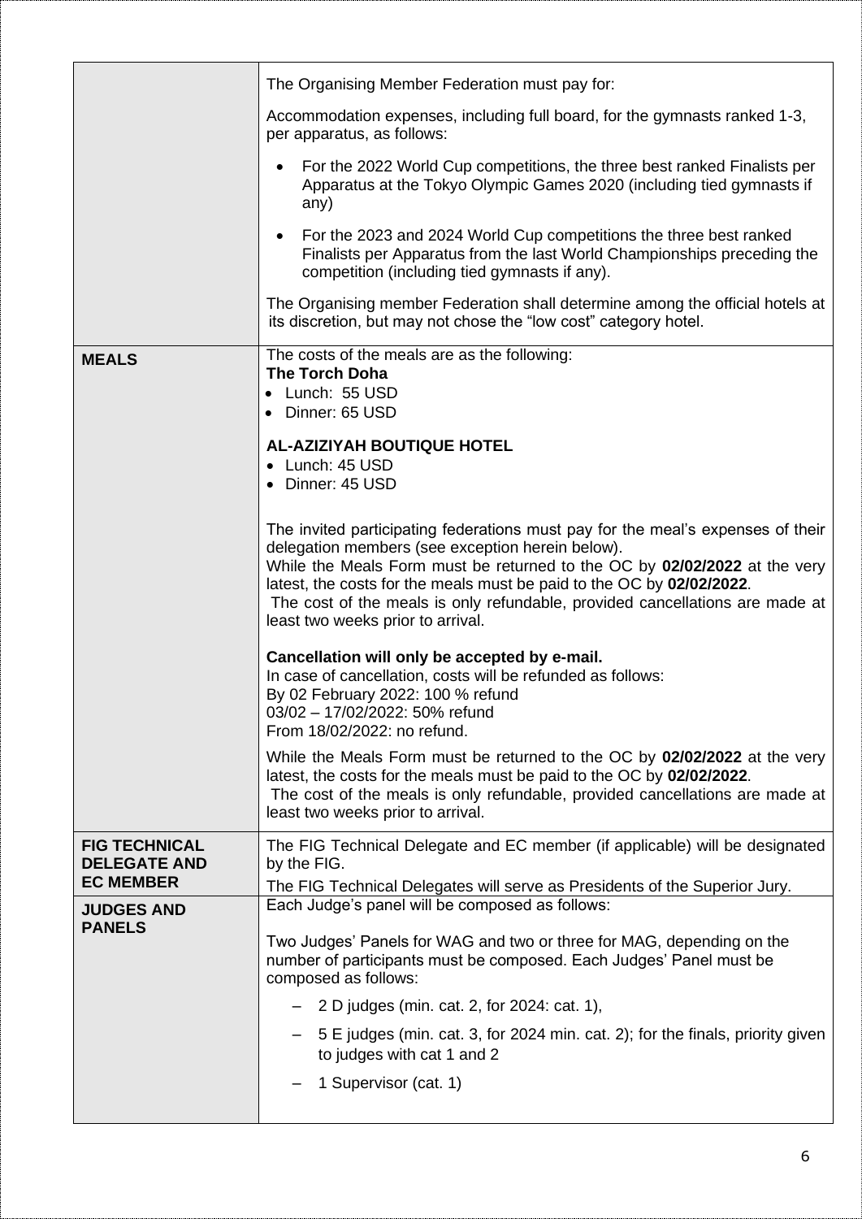| | |
|---|---|
| | The Organising Member Federation must pay for:<br><br>Accommodation expenses, including full board, for the gymnasts ranked 1-3, per apparatus, as follows:<br><br>• For the 2022 World Cup competitions, the three best ranked Finalists per Apparatus at the Tokyo Olympic Games 2020 (including tied gymnasts if any)<br><br>• For the 2023 and 2024 World Cup competitions the three best ranked Finalists per Apparatus from the last World Championships preceding the competition (including tied gymnasts if any).<br><br>The Organising member Federation shall determine among the official hotels at its discretion, but may not chose the "low cost" category hotel. |
| **MEALS** | The costs of the meals are as the following:<br>**The Torch Doha**<br>• Lunch: 55 USD<br>• Dinner: 65 USD<br><br>**AL-AZIZIYAH BOUTIQUE HOTEL**<br>• Lunch: 45 USD<br>• Dinner: 45 USD<br><br>The invited participating federations must pay for the meal's expenses of their delegation members (see exception herein below).<br>While the Meals Form must be returned to the OC by **02/02/2022** at the very latest, the costs for the meals must be paid to the OC by **02/02/2022**.<br>The cost of the meals is only refundable, provided cancellations are made at least two weeks prior to arrival.<br><br>**Cancellation will only be accepted by e-mail.**<br>In case of cancellation, costs will be refunded as follows:<br>By 02 February 2022: 100 % refund<br>03/02 – 17/02/2022: 50% refund<br>From 18/02/2022: no refund.<br><br>While the Meals Form must be returned to the OC by **02/02/2022** at the very latest, the costs for the meals must be paid to the OC by **02/02/2022**.<br>The cost of the meals is only refundable, provided cancellations are made at least two weeks prior to arrival. |
| **FIG TECHNICAL DELEGATE AND EC MEMBER** | The FIG Technical Delegate and EC member (if applicable) will be designated by the FIG.<br>The FIG Technical Delegates will serve as Presidents of the Superior Jury. |
| **JUDGES AND PANELS** | Each Judge's panel will be composed as follows:<br><br>Two Judges' Panels for WAG and two or three for MAG, depending on the number of participants must be composed. Each Judges' Panel must be composed as follows:<br><br>– 2 D judges (min. cat. 2, for 2024: cat. 1),<br><br>– 5 E judges (min. cat. 3, for 2024 min. cat. 2); for the finals, priority given to judges with cat 1 and 2<br><br>– 1 Supervisor (cat. 1) |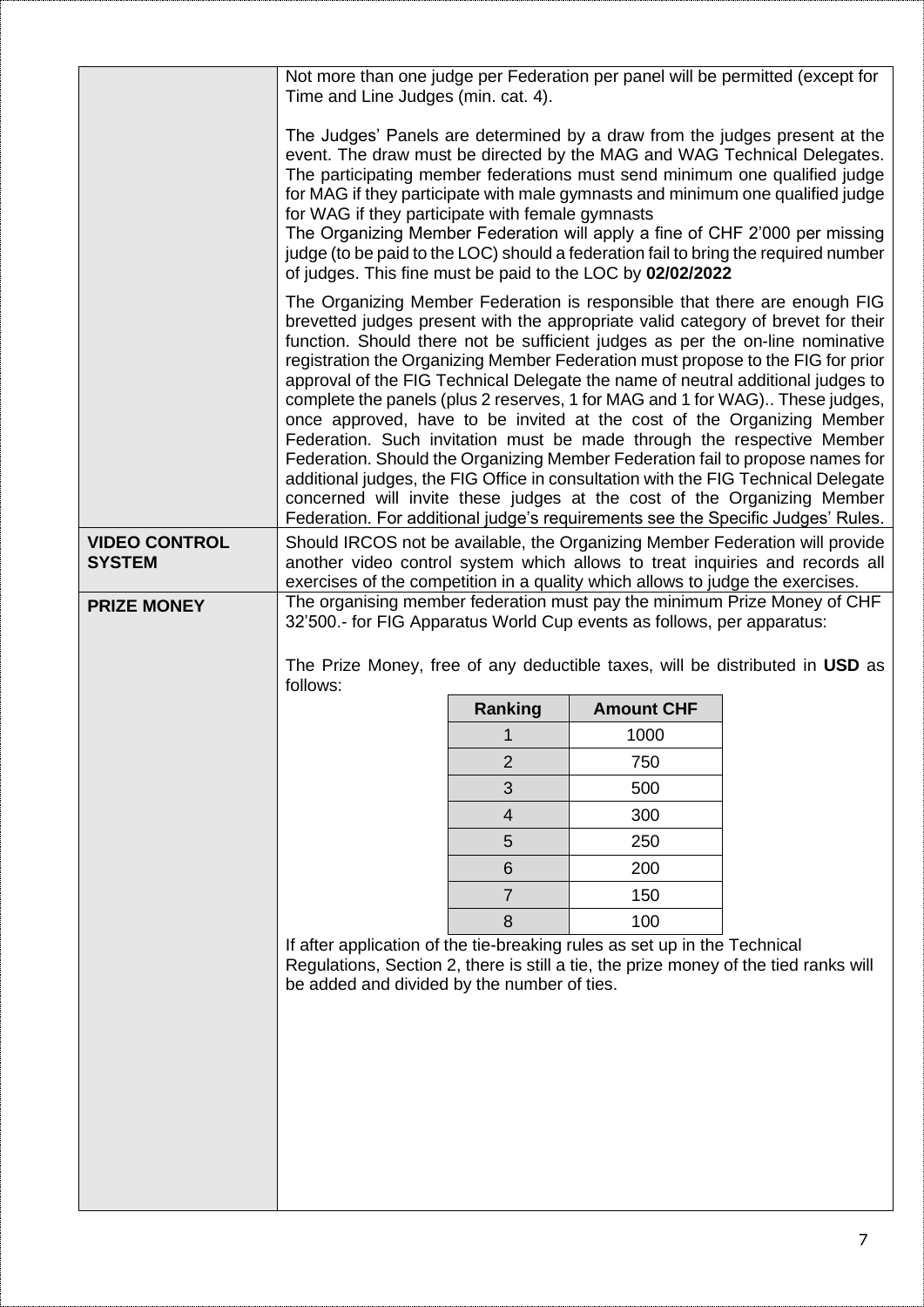| | |
|---|---|
| | Not more than one judge per Federation per panel will be permitted (except for Time and Line Judges (min. cat. 4).<br><br>The Judges' Panels are determined by a draw from the judges present at the event. The draw must be directed by the MAG and WAG Technical Delegates. The participating member federations must send minimum one qualified judge for MAG if they participate with male gymnasts and minimum one qualified judge for WAG if they participate with female gymnasts<br>The Organizing Member Federation will apply a fine of CHF 2'000 per missing judge (to be paid to the LOC) should a federation fail to bring the required number of judges. This fine must be paid to the LOC by **02/02/2022**<br><br>The Organizing Member Federation is responsible that there are enough FIG brevetted judges present with the appropriate valid category of brevet for their function. Should there not be sufficient judges as per the on-line nominative registration the Organizing Member Federation must propose to the FIG for prior approval of the FIG Technical Delegate the name of neutral additional judges to complete the panels (plus 2 reserves, 1 for MAG and 1 for WAG).. These judges, once approved, have to be invited at the cost of the Organizing Member Federation. Such invitation must be made through the respective Member Federation. Should the Organizing Member Federation fail to propose names for additional judges, the FIG Office in consultation with the FIG Technical Delegate concerned will invite these judges at the cost of the Organizing Member Federation. For additional judge's requirements see the Specific Judges' Rules. |
| **VIDEO CONTROL SYSTEM** | Should IRCOS not be available, the Organizing Member Federation will provide another video control system which allows to treat inquiries and records all exercises of the competition in a quality which allows to judge the exercises. |
| **PRIZE MONEY** | The organising member federation must pay the minimum Prize Money of CHF 32'500.- for FIG Apparatus World Cup events as follows, per apparatus:<br><br>The Prize Money, free of any deductible taxes, will be distributed in **USD** as follows:<br><br>**Ranking** – **Amount CHF**<br>1 – 1000<br>2 – 750<br>3 – 500<br>4 – 300<br>5 – 250<br>6 – 200<br>7 – 150<br>8 – 100<br><br>If after application of the tie-breaking rules as set up in the Technical Regulations, Section 2, there is still a tie, the prize money of the tied ranks will be added and divided by the number of ties. |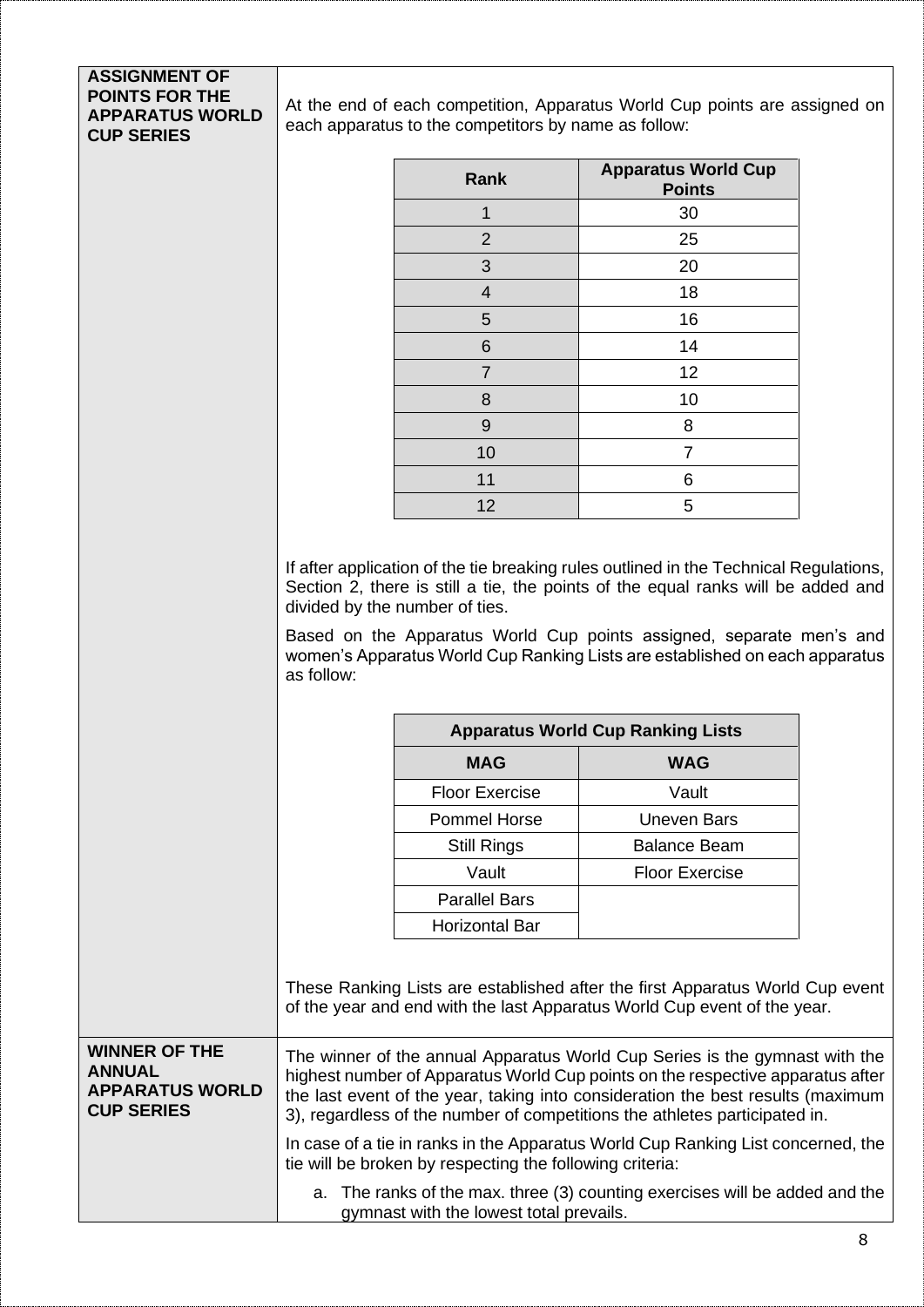## ASSIGNMENT OF POINTS FOR THE APPARATUS WORLD CUP SERIES

At the end of each competition, Apparatus World Cup points are assigned on each apparatus to the competitors by name as follow:

| Rank | Apparatus World Cup Points |
|---|---|
| 1 | 30 |
| 2 | 25 |
| 3 | 20 |
| 4 | 18 |
| 5 | 16 |
| 6 | 14 |
| 7 | 12 |
| 8 | 10 |
| 9 | 8 |
| 10 | 7 |
| 11 | 6 |
| 12 | 5 |

If after application of the tie breaking rules outlined in the Technical Regulations, Section 2, there is still a tie, the points of the equal ranks will be added and divided by the number of ties.

Based on the Apparatus World Cup points assigned, separate men's and women's Apparatus World Cup Ranking Lists are established on each apparatus as follow:

| Apparatus World Cup Ranking Lists | |
|---|---|
| **MAG** | **WAG** |
| Floor Exercise | Vault |
| Pommel Horse | Uneven Bars |
| Still Rings | Balance Beam |
| Vault | Floor Exercise |
| Parallel Bars | |
| Horizontal Bar | |

These Ranking Lists are established after the first Apparatus World Cup event of the year and end with the last Apparatus World Cup event of the year.

## WINNER OF THE ANNUAL APPARATUS WORLD CUP SERIES

The winner of the annual Apparatus World Cup Series is the gymnast with the highest number of Apparatus World Cup points on the respective apparatus after the last event of the year, taking into consideration the best results (maximum 3), regardless of the number of competitions the athletes participated in.

In case of a tie in ranks in the Apparatus World Cup Ranking List concerned, the tie will be broken by respecting the following criteria:

a. The ranks of the max. three (3) counting exercises will be added and the gymnast with the lowest total prevails.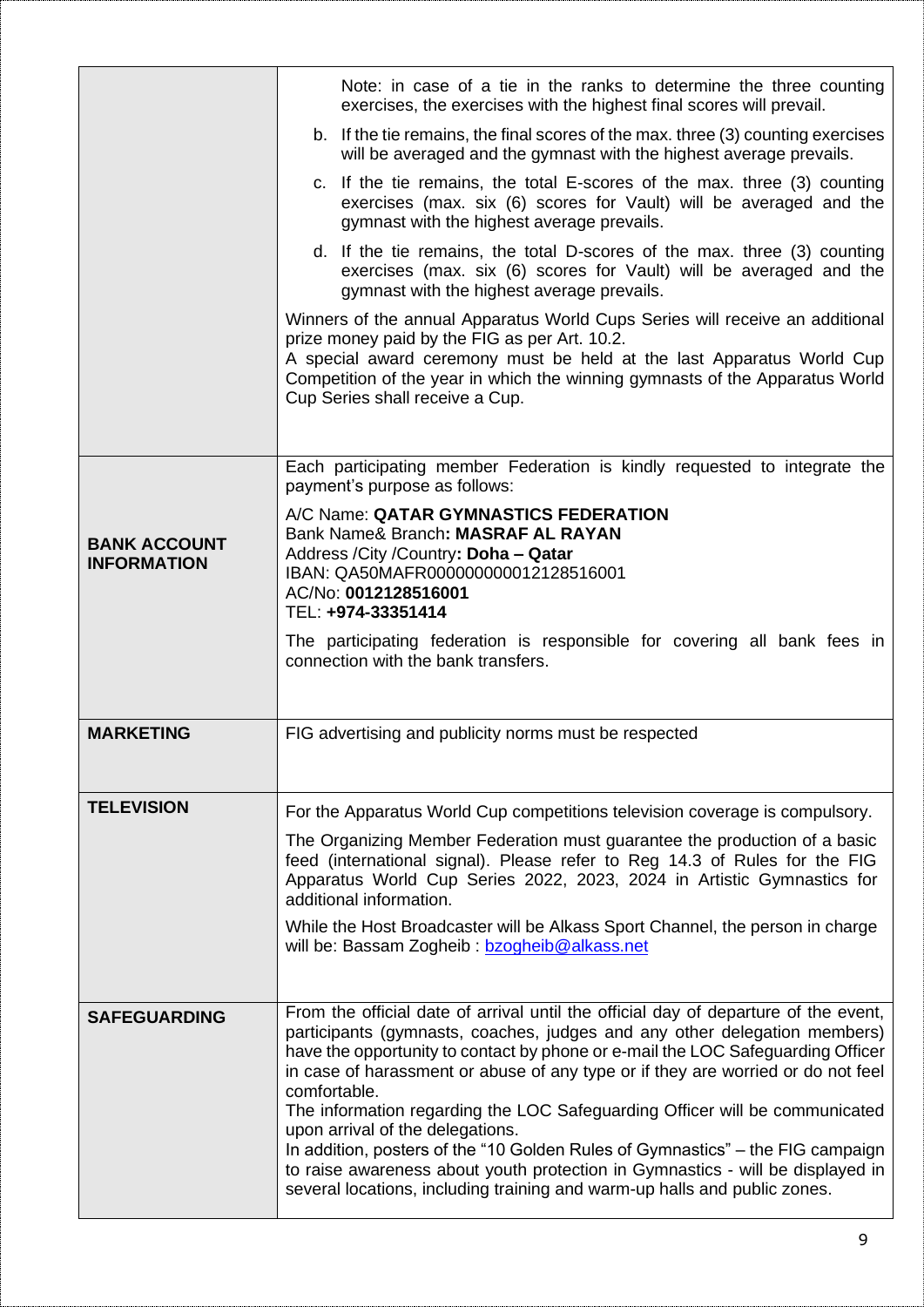| | |
|---|---|
| | Note: in case of a tie in the ranks to determine the three counting exercises, the exercises with the highest final scores will prevail.<br>b. If the tie remains, the final scores of the max. three (3) counting exercises will be averaged and the gymnast with the highest average prevails.<br>c. If the tie remains, the total E-scores of the max. three (3) counting exercises (max. six (6) scores for Vault) will be averaged and the gymnast with the highest average prevails.<br>d. If the tie remains, the total D-scores of the max. three (3) counting exercises (max. six (6) scores for Vault) will be averaged and the gymnast with the highest average prevails.<br>Winners of the annual Apparatus World Cups Series will receive an additional prize money paid by the FIG as per Art. 10.2.<br>A special award ceremony must be held at the last Apparatus World Cup Competition of the year in which the winning gymnasts of the Apparatus World Cup Series shall receive a Cup. |
| **BANK ACCOUNT INFORMATION** | Each participating member Federation is kindly requested to integrate the payment's purpose as follows:<br>A/C Name: **QATAR GYMNASTICS FEDERATION**<br>Bank Name& Branch**: MASRAF AL RAYAN**<br>Address /City /Country**: Doha – Qatar**<br>IBAN: QA50MAFR000000000012128516001<br>AC/No: **0012128516001**<br>TEL: **+974-33351414**<br>The participating federation is responsible for covering all bank fees in connection with the bank transfers. |
| **MARKETING** | FIG advertising and publicity norms must be respected |
| **TELEVISION** | For the Apparatus World Cup competitions television coverage is compulsory.<br>The Organizing Member Federation must guarantee the production of a basic feed (international signal). Please refer to Reg 14.3 of Rules for the FIG Apparatus World Cup Series 2022, 2023, 2024 in Artistic Gymnastics for additional information.<br>While the Host Broadcaster will be Alkass Sport Channel, the person in charge will be: Bassam Zogheib : bzogheib@alkass.net |
| **SAFEGUARDING** | From the official date of arrival until the official day of departure of the event, participants (gymnasts, coaches, judges and any other delegation members) have the opportunity to contact by phone or e-mail the LOC Safeguarding Officer in case of harassment or abuse of any type or if they are worried or do not feel comfortable.<br>The information regarding the LOC Safeguarding Officer will be communicated upon arrival of the delegations.<br>In addition, posters of the "10 Golden Rules of Gymnastics" – the FIG campaign to raise awareness about youth protection in Gymnastics - will be displayed in several locations, including training and warm-up halls and public zones. |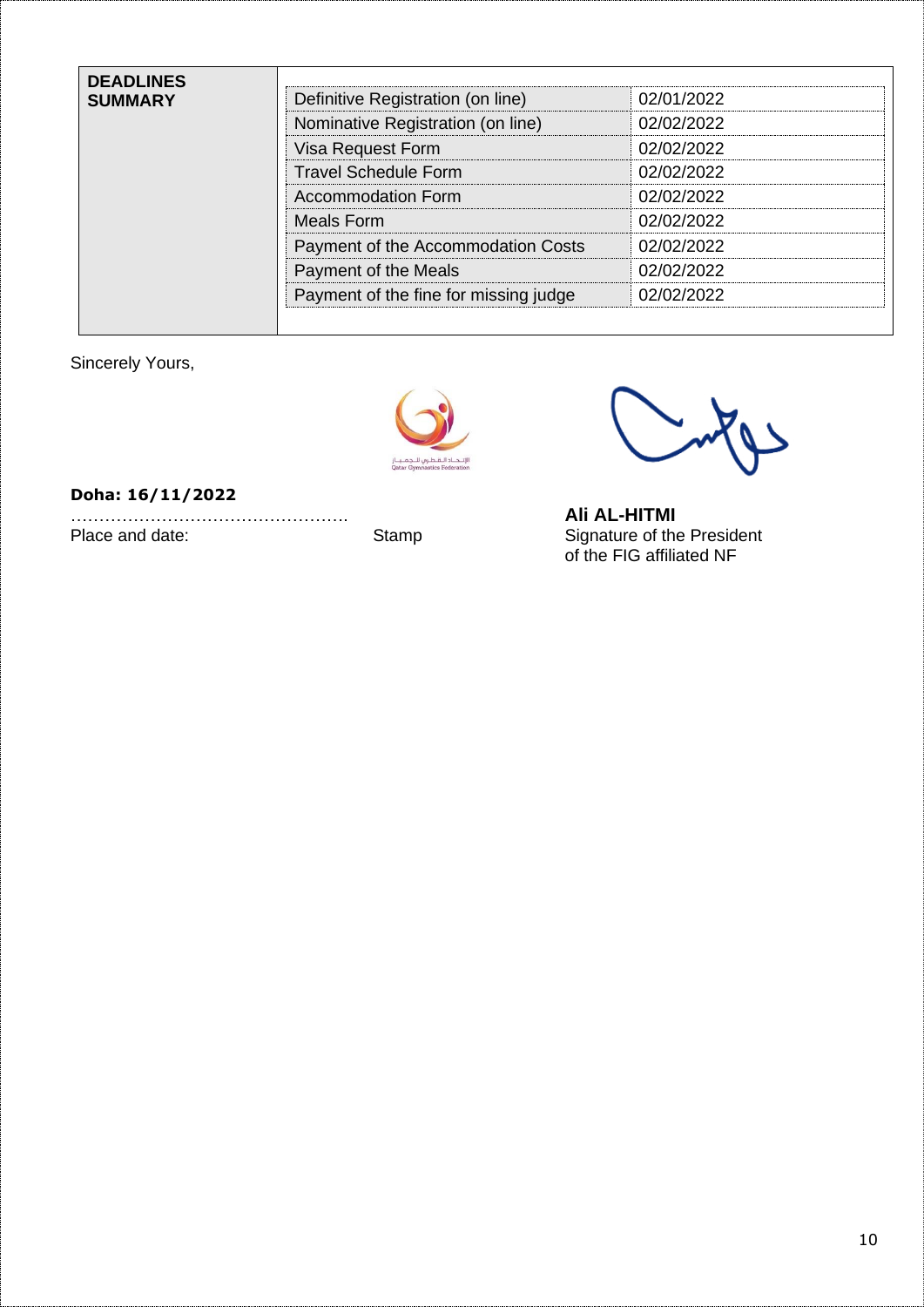| | | |
|---|---|---|
| **DEADLINES SUMMARY** | Definitive Registration (on line) | 02/01/2022 |
| | Nominative Registration (on line) | 02/02/2022 |
| | Visa Request Form | 02/02/2022 |
| | Travel Schedule Form | 02/02/2022 |
| | Accommodation Form | 02/02/2022 |
| | Meals Form | 02/02/2022 |
| | Payment of the Accommodation Costs | 02/02/2022 |
| | Payment of the Meals | 02/02/2022 |
| | Payment of the fine for missing judge | 02/02/2022 |

Sincerely Yours,

**Doha: 16/11/2022**

…………………………………………

Place and date:

Stamp

**Ali AL-HITMI**

Signature of the President of the FIG affiliated NF